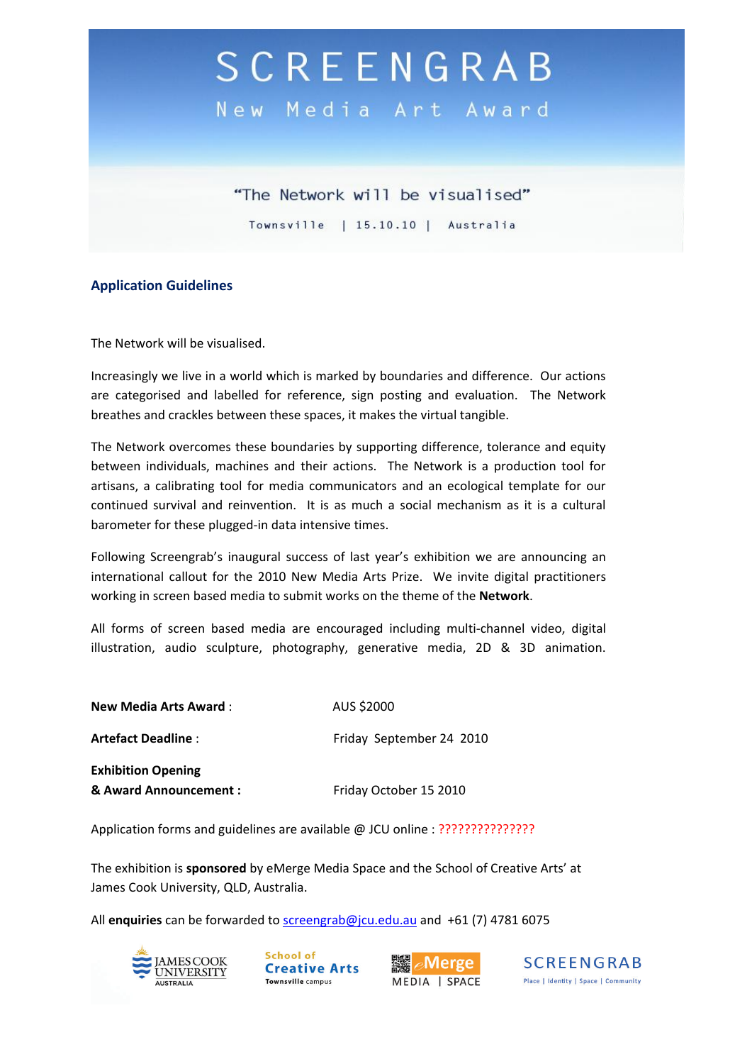# SCREENGRAB

## New Media Art Award

"The Network will be visualised"

Townsville | 15.10.10 | Australia

## Application Guidelines

The Network will be visualised.

Increasingly we live in a world which is marked by boundaries and difference. Our actions are categorised and labelled for reference, sign posting and evaluation. The Network breathes and crackles between these spaces, it makes the virtual tangible.

The Network overcomes these boundaries by supporting difference, tolerance and equity between individuals, machines and their actions. The Network is a production tool for artisans, a calibrating tool for media communicators and an ecological template for our continued survival and reinvention. It is as much a social mechanism as it is a cultural barometer for these plugged-in data intensive times.

Following Screengrab's inaugural success of last year's exhibition we are announcing an international callout for the 2010 New Media Arts Prize. We invite digital practitioners working in screen based media to submit works on the theme of the **Network**.

All forms of screen based media are encouraged including multi-channel video, digital illustration, audio sculpture, photography, generative media, 2D & 3D animation.

**New Media Arts Award** : AUS $2000

**Artefact Deadline** : Friday September 24 2010

**Exhibition Opening & Award Announcement :** Friday October 15 2010

Application forms and guidelines are available @ JCU online : ???????????????

The exhibition is **sponsored** by eMerge Media Space and the School of Creative Arts' at James Cook University, QLD, Australia.

All **enquiries** can be forwarded to screengrab@jcu.edu.au and +61 (7) 4781 6075

JAMES COOK UNIVERSITY AUSTRALIA | School of Creative Arts Townsville campus | eMerge MEDIA | SPACE | SCREENGRAB Place | Identity | Space | Community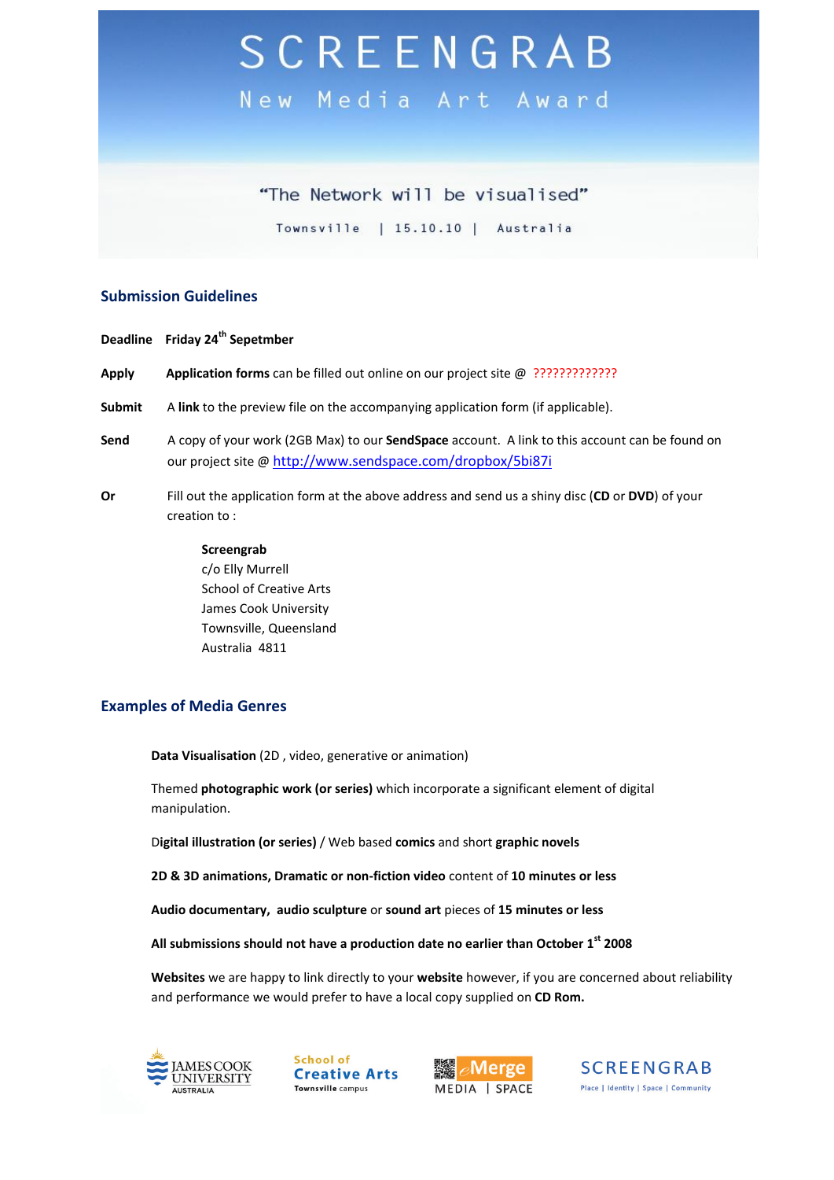# SCREENGRAB

## New Media Art Award

"The Network will be visualised"

Townsville | 15.10.10 | Australia

## Submission Guidelines

**Deadline** **Friday 24th Sepetmber**

**Apply** **Application forms** can be filled out online on our project site @ ?????????????

**Submit** A **link** to the preview file on the accompanying application form (if applicable).

**Send** A copy of your work (2GB Max) to our **SendSpace** account. A link to this account can be found on our project site @ http://www.sendspace.com/dropbox/5bi87i

**Or** Fill out the application form at the above address and send us a shiny disc (**CD** or **DVD**) of your creation to :

**Screengrab**
c/o Elly Murrell
School of Creative Arts
James Cook University
Townsville, Queensland
Australia 4811

## Examples of Media Genres

**Data Visualisation** (2D , video, generative or animation)

Themed **photographic work (or series)** which incorporate a significant element of digital manipulation.

D**igital illustration (or series)** / Web based **comics** and short **graphic novels**

**2D & 3D animations, Dramatic or non-fiction video** content of **10 minutes or less**

**Audio documentary, audio sculpture** or **sound art** pieces of **15 minutes or less**

**All submissions should not have a production date no earlier than October 1st 2008**

**Websites** we are happy to link directly to your **website** however, if you are concerned about reliability and performance we would prefer to have a local copy supplied on **CD Rom.**

JAMES COOK UNIVERSITY AUSTRALIA | School of Creative Arts Townsville campus | eMerge MEDIA | SPACE | SCREENGRAB Place | Identity | Space | Community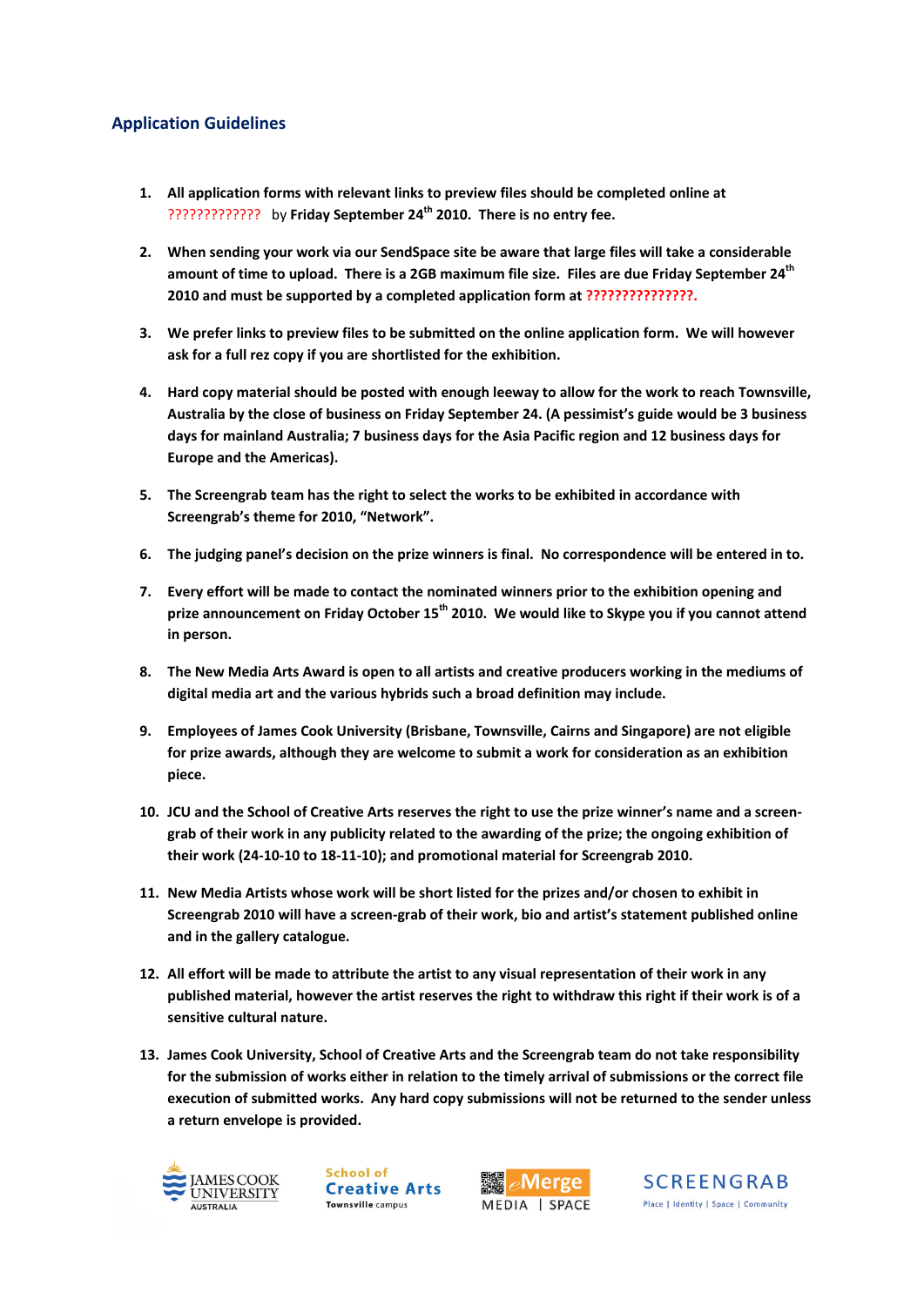## Application Guidelines

1. **All application forms with relevant links to preview files should be completed online at** ????????????? **by Friday September 24th 2010. There is no entry fee.**

2. **When sending your work via our SendSpace site be aware that large files will take a considerable amount of time to upload. There is a 2GB maximum file size. Files are due Friday September 24th 2010 and must be supported by a completed application form at ???????????????.**

3. **We prefer links to preview files to be submitted on the online application form. We will however ask for a full rez copy if you are shortlisted for the exhibition.**

4. **Hard copy material should be posted with enough leeway to allow for the work to reach Townsville, Australia by the close of business on Friday September 24. (A pessimist's guide would be 3 business days for mainland Australia; 7 business days for the Asia Pacific region and 12 business days for Europe and the Americas).**

5. **The Screengrab team has the right to select the works to be exhibited in accordance with Screengrab's theme for 2010, "Network".**

6. **The judging panel's decision on the prize winners is final. No correspondence will be entered in to.**

7. **Every effort will be made to contact the nominated winners prior to the exhibition opening and prize announcement on Friday October 15th 2010. We would like to Skype you if you cannot attend in person.**

8. **The New Media Arts Award is open to all artists and creative producers working in the mediums of digital media art and the various hybrids such a broad definition may include.**

9. **Employees of James Cook University (Brisbane, Townsville, Cairns and Singapore) are not eligible for prize awards, although they are welcome to submit a work for consideration as an exhibition piece.**

10. **JCU and the School of Creative Arts reserves the right to use the prize winner's name and a screen-grab of their work in any publicity related to the awarding of the prize; the ongoing exhibition of their work (24-10-10 to 18-11-10); and promotional material for Screengrab 2010.**

11. **New Media Artists whose work will be short listed for the prizes and/or chosen to exhibit in Screengrab 2010 will have a screen-grab of their work, bio and artist's statement published online and in the gallery catalogue.**

12. **All effort will be made to attribute the artist to any visual representation of their work in any published material, however the artist reserves the right to withdraw this right if their work is of a sensitive cultural nature.**

13. **James Cook University, School of Creative Arts and the Screengrab team do not take responsibility for the submission of works either in relation to the timely arrival of submissions or the correct file execution of submitted works. Any hard copy submissions will not be returned to the sender unless a return envelope is provided.**

JAMES COOK UNIVERSITY AUSTRALIA

School of Creative Arts Townsville campus

eMerge MEDIA | SPACE

SCREENGRAB Place | Identity | Space | Community